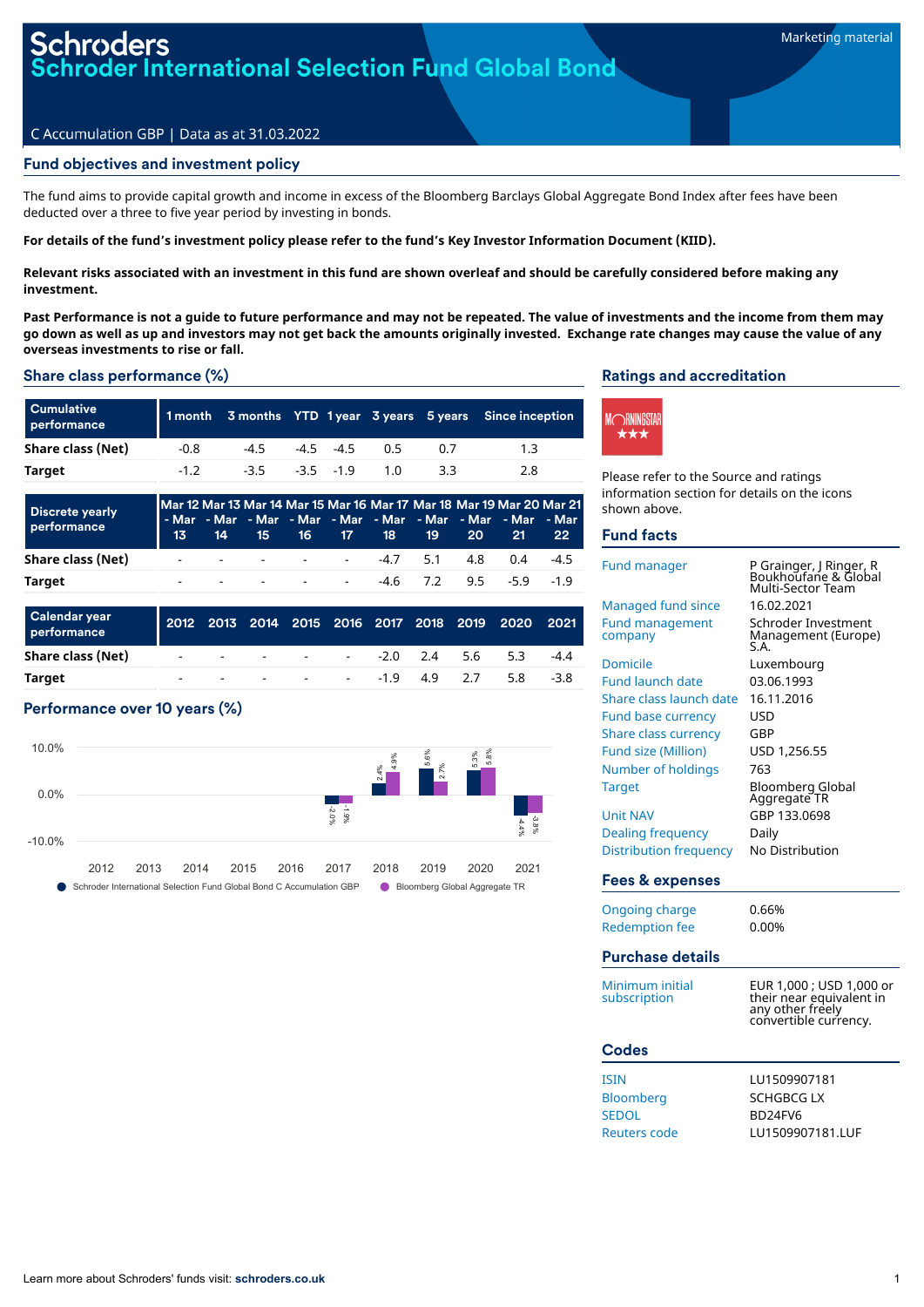# Schroders

# Schroder International Selection Fund Global Bond

Marketing material

C Accumulation GBP | Data as at 31.03.2022

## Fund objectives and investment policy

The fund aims to provide capital growth and income in excess of the Bloomberg Barclays Global Aggregate Bond Index after fees have been deducted over a three to five year period by investing in bonds.

**For details of the fund's investment policy please refer to the fund's Key Investor Information Document (KIID).**

**Relevant risks associated with an investment in this fund are shown overleaf and should be carefully considered before making any investment.**

**Past Performance is not a guide to future performance and may not be repeated. The value of investments and the income from them may go down as well as up and investors may not get back the amounts originally invested. Exchange rate changes may cause the value of any overseas investments to rise or fall.**

## Share class performance (%)

| Cumulative performance | 1 month | 3 months | YTD | 1 year | 3 years | 5 years | Since inception |
|---|---|---|---|---|---|---|---|
| Share class (Net) | -0.8 | -4.5 | -4.5 | -4.5 | 0.5 | 0.7 | 1.3 |
| Target | -1.2 | -3.5 | -3.5 | -1.9 | 1.0 | 3.3 | 2.8 |

| Discrete yearly performance | Mar 12 - Mar 13 | Mar 13 - Mar 14 | Mar 14 - Mar 15 | Mar 15 - Mar 16 | Mar 16 - Mar 17 | Mar 17 - Mar 18 | Mar 18 - Mar 19 | Mar 19 - Mar 20 | Mar 20 - Mar 21 | Mar 21 - Mar 22 |
|---|---|---|---|---|---|---|---|---|---|---|
| Share class (Net) | - | - | - | - | - | -4.7 | 5.1 | 4.8 | 0.4 | -4.5 |
| Target | - | - | - | - | - | -4.6 | 7.2 | 9.5 | -5.9 | -1.9 |

| Calendar year performance | 2012 | 2013 | 2014 | 2015 | 2016 | 2017 | 2018 | 2019 | 2020 | 2021 |
|---|---|---|---|---|---|---|---|---|---|---|
| Share class (Net) | - | - | - | - | - | -2.0 | 2.4 | 5.6 | 5.3 | -4.4 |
| Target | - | - | - | - | - | -1.9 | 4.9 | 2.7 | 5.8 | -3.8 |

## Performance over 10 years (%)

| Year | Schroder International Selection Fund Global Bond C Accumulation GBP | Bloomberg Global Aggregate TR |
|---|---|---|
| 2017 | -2.0% | -1.9% |
| 2018 | 2.4% | 4.9% |
| 2019 | 5.6% | 2.7% |
| 2020 | 5.3% | 5.8% |
| 2021 | -4.4% | -3.8% |

## Ratings and accreditation

Morningstar ★★★

Please refer to the Source and ratings information section for details on the icons shown above.

## Fund facts

| | |
|---|---|
| Fund manager | P Grainger, J Ringer, R Boukhoufane & Global Multi-Sector Team |
| Managed fund since | 16.02.2021 |
| Fund management company | Schroder Investment Management (Europe) S.A. |
| Domicile | Luxembourg |
| Fund launch date | 03.06.1993 |
| Share class launch date | 16.11.2016 |
| Fund base currency | USD |
| Share class currency | GBP |
| Fund size (Million) | USD 1,256.55 |
| Number of holdings | 763 |
| Target | Bloomberg Global Aggregate TR |
| Unit NAV | GBP 133.0698 |
| Dealing frequency | Daily |
| Distribution frequency | No Distribution |

## Fees & expenses

| | |
|---|---|
| Ongoing charge | 0.66% |
| Redemption fee | 0.00% |

## Purchase details

| | |
|---|---|
| Minimum initial subscription | EUR 1,000 ; USD 1,000 or their near equivalent in any other freely convertible currency. |

## Codes

| | |
|---|---|
| ISIN | LU1509907181 |
| Bloomberg | SCHGBCG LX |
| SEDOL | BD24FV6 |
| Reuters code | LU1509907181.LUF |

Learn more about Schroders' funds visit: **schroders.co.uk**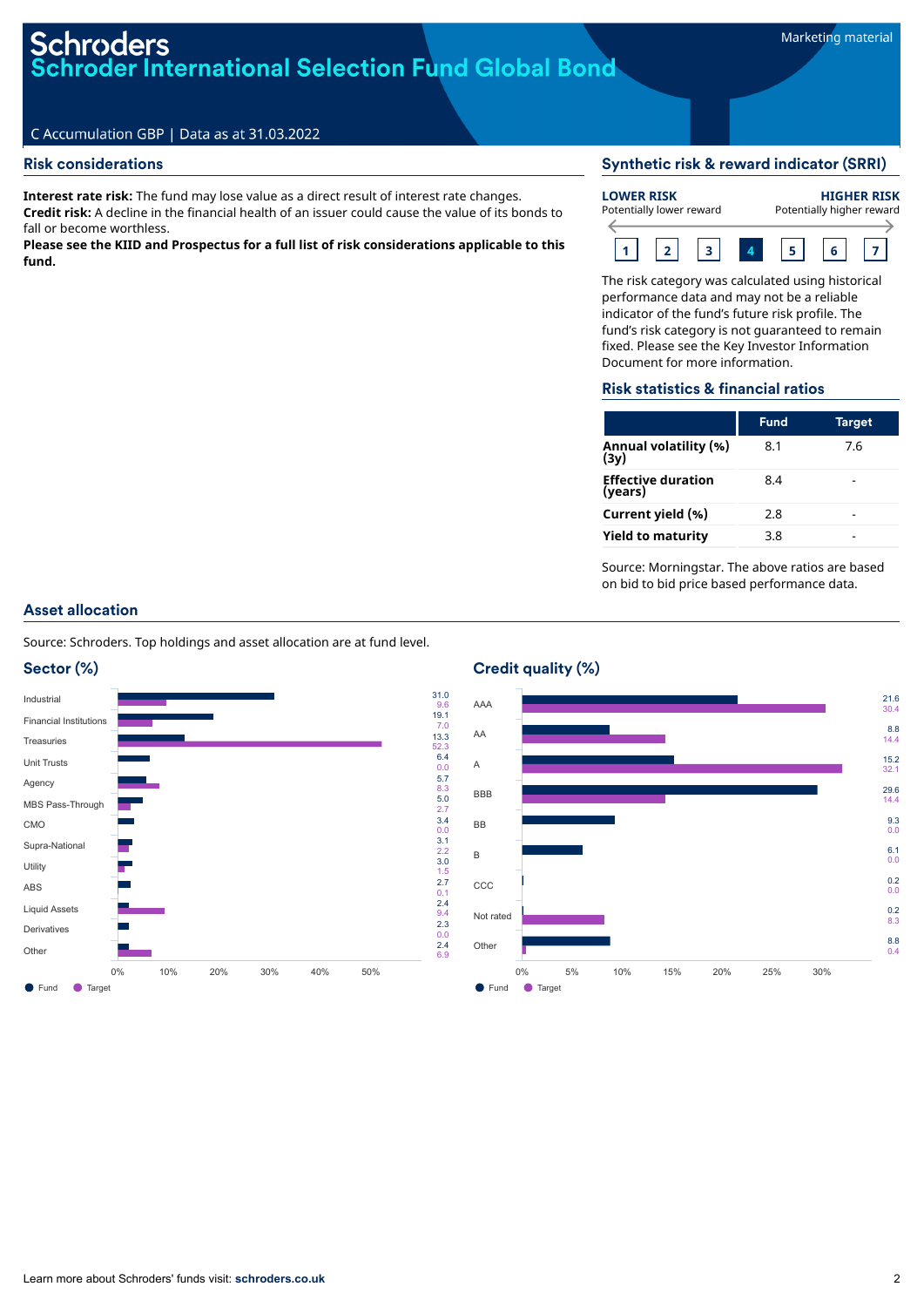# Schroders
## Schroder International Selection Fund Global Bond

Marketing material

C Accumulation GBP | Data as at 31.03.2022

## Risk considerations

**Interest rate risk:** The fund may lose value as a direct result of interest rate changes.
**Credit risk:** A decline in the financial health of an issuer could cause the value of its bonds to fall or become worthless.
**Please see the KIID and Prospectus for a full list of risk considerations applicable to this fund.**

## Synthetic risk & reward indicator (SRRI)

**LOWER RISK** Potentially lower reward — **HIGHER RISK** Potentially higher reward

1 | 2 | 3 | **4** | 5 | 6 | 7

The risk category was calculated using historical performance data and may not be a reliable indicator of the fund's future risk profile. The fund's risk category is not guaranteed to remain fixed. Please see the Key Investor Information Document for more information.

## Risk statistics & financial ratios

| | Fund | Target |
|---|---|---|
| **Annual volatility (%) (3y)** | 8.1 | 7.6 |
| **Effective duration (years)** | 8.4 | - |
| **Current yield (%)** | 2.8 | - |
| **Yield to maturity** | 3.8 | - |

Source: Morningstar. The above ratios are based on bid to bid price based performance data.

## Asset allocation

Source: Schroders. Top holdings and asset allocation are at fund level.

### Sector (%)

| Sector | Fund | Target |
|---|---|---|
| Industrial | 31.0 | 9.6 |
| Financial Institutions | 19.1 | 7.0 |
| Treasuries | 13.3 | 52.3 |
| Unit Trusts | 6.4 | 0.0 |
| Agency | 5.7 | 8.3 |
| MBS Pass-Through | 5.0 | 2.7 |
| CMO | 3.4 | 0.0 |
| Supra-National | 3.1 | 2.2 |
| Utility | 3.0 | 1.5 |
| ABS | 2.7 | 0.1 |
| Liquid Assets | 2.4 | 9.4 |
| Derivatives | 2.3 | 0.0 |
| Other | 2.4 | 6.9 |

### Credit quality (%)

| Credit quality | Fund | Target |
|---|---|---|
| AAA | 21.6 | 30.4 |
| AA | 8.8 | 14.4 |
| A | 15.2 | 32.1 |
| BBB | 29.6 | 14.4 |
| BB | 9.3 | 0.0 |
| B | 6.1 | 0.0 |
| CCC | 0.2 | 0.0 |
| Not rated | 0.2 | 8.3 |
| Other | 8.8 | 0.4 |

Learn more about Schroders' funds visit: **schroders.co.uk**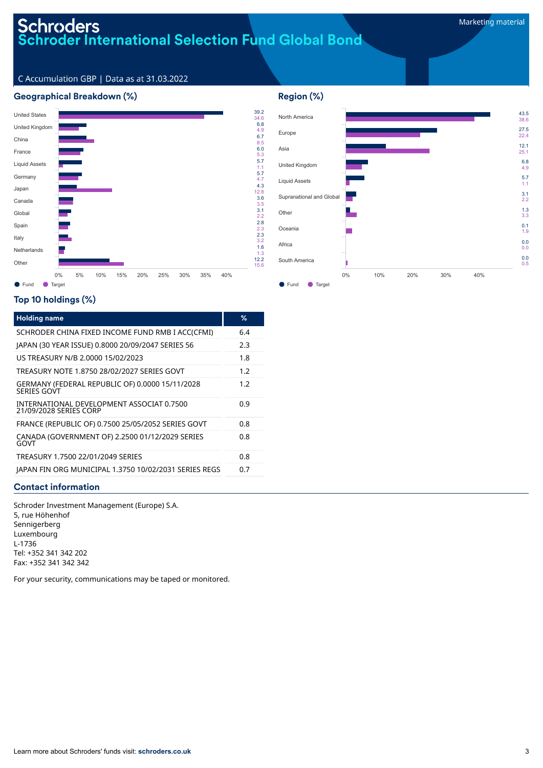# Schroders
## Schroder International Selection Fund Global Bond

Marketing material

C Accumulation GBP | Data as at 31.03.2022

### Geographical Breakdown (%)

| Country | Fund | Target |
|---|---|---|
| United States | 39.2 | 34.6 |
| United Kingdom | 6.8 | 4.9 |
| China | 6.7 | 8.5 |
| France | 6.0 | 5.3 |
| Liquid Assets | 5.7 | 1.1 |
| Germany | 5.7 | 4.7 |
| Japan | 4.3 | 12.8 |
| Canada | 3.6 | 3.5 |
| Global | 3.1 | 2.2 |
| Spain | 2.8 | 2.3 |
| Italy | 2.3 | 3.2 |
| Netherlands | 1.6 | 1.3 |
| Other | 12.2 | 15.6 |

### Region (%)

| Region | Fund | Target |
|---|---|---|
| North America | 43.5 | 38.6 |
| Europe | 27.5 | 22.4 |
| Asia | 12.1 | 25.1 |
| United Kingdom | 6.8 | 4.9 |
| Liquid Assets | 5.7 | 1.1 |
| Supranational and Global | 3.1 | 2.2 |
| Other | 1.3 | 3.3 |
| Oceania | 0.1 | 1.9 |
| Africa | 0.0 | 0.0 |
| South America | 0.0 | 0.5 |

### Top 10 holdings (%)

| Holding name | % |
|---|---|
| SCHRODER CHINA FIXED INCOME FUND RMB I ACC(CFMI) | 6.4 |
| JAPAN (30 YEAR ISSUE) 0.8000 20/09/2047 SERIES 56 | 2.3 |
| US TREASURY N/B 2.0000 15/02/2023 | 1.8 |
| TREASURY NOTE 1.8750 28/02/2027 SERIES GOVT | 1.2 |
| GERMANY (FEDERAL REPUBLIC OF) 0.0000 15/11/2028 SERIES GOVT | 1.2 |
| INTERNATIONAL DEVELOPMENT ASSOCIAT 0.7500 21/09/2028 SERIES CORP | 0.9 |
| FRANCE (REPUBLIC OF) 0.7500 25/05/2052 SERIES GOVT | 0.8 |
| CANADA (GOVERNMENT OF) 2.2500 01/12/2029 SERIES GOVT | 0.8 |
| TREASURY 1.7500 22/01/2049 SERIES | 0.8 |
| JAPAN FIN ORG MUNICIPAL 1.3750 10/02/2031 SERIES REGS | 0.7 |

### Contact information

Schroder Investment Management (Europe) S.A.
5, rue Höhenhof
Sennigerberg
Luxembourg
L-1736
Tel: +352 341 342 202
Fax: +352 341 342 342

For your security, communications may be taped or monitored.

Learn more about Schroders' funds visit: **schroders.co.uk**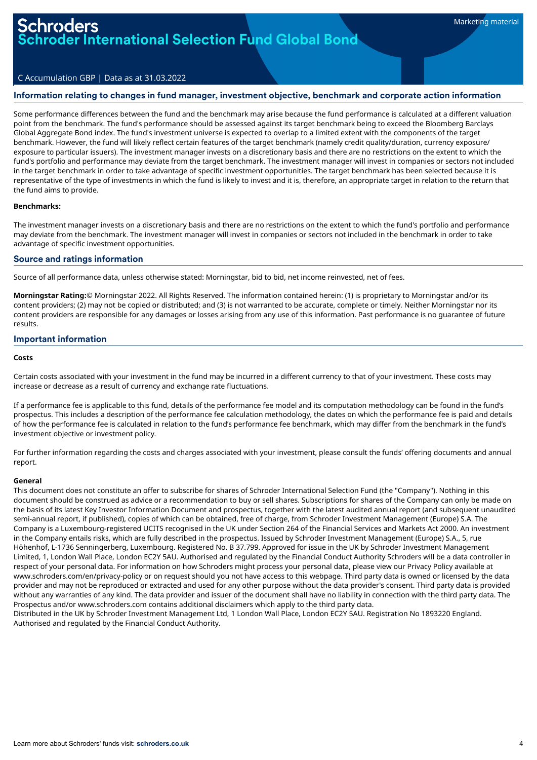# Schroders
## Schroder International Selection Fund Global Bond

Marketing material

C Accumulation GBP | Data as at 31.03.2022

## Information relating to changes in fund manager, investment objective, benchmark and corporate action information

Some performance differences between the fund and the benchmark may arise because the fund performance is calculated at a different valuation point from the benchmark. The fund's performance should be assessed against its target benchmark being to exceed the Bloomberg Barclays Global Aggregate Bond index. The fund's investment universe is expected to overlap to a limited extent with the components of the target benchmark. However, the fund will likely reflect certain features of the target benchmark (namely credit quality/duration, currency exposure/ exposure to particular issuers). The investment manager invests on a discretionary basis and there are no restrictions on the extent to which the fund's portfolio and performance may deviate from the target benchmark. The investment manager will invest in companies or sectors not included in the target benchmark in order to take advantage of specific investment opportunities. The target benchmark has been selected because it is representative of the type of investments in which the fund is likely to invest and it is, therefore, an appropriate target in relation to the return that the fund aims to provide.

**Benchmarks:**

The investment manager invests on a discretionary basis and there are no restrictions on the extent to which the fund's portfolio and performance may deviate from the benchmark. The investment manager will invest in companies or sectors not included in the benchmark in order to take advantage of specific investment opportunities.

## Source and ratings information

Source of all performance data, unless otherwise stated: Morningstar, bid to bid, net income reinvested, net of fees.

**Morningstar Rating:**© Morningstar 2022. All Rights Reserved. The information contained herein: (1) is proprietary to Morningstar and/or its content providers; (2) may not be copied or distributed; and (3) is not warranted to be accurate, complete or timely. Neither Morningstar nor its content providers are responsible for any damages or losses arising from any use of this information. Past performance is no guarantee of future results.

## Important information

**Costs**

Certain costs associated with your investment in the fund may be incurred in a different currency to that of your investment. These costs may increase or decrease as a result of currency and exchange rate fluctuations.

If a performance fee is applicable to this fund, details of the performance fee model and its computation methodology can be found in the fund's prospectus. This includes a description of the performance fee calculation methodology, the dates on which the performance fee is paid and details of how the performance fee is calculated in relation to the fund's performance fee benchmark, which may differ from the benchmark in the fund's investment objective or investment policy.

For further information regarding the costs and charges associated with your investment, please consult the funds' offering documents and annual report.

**General**

This document does not constitute an offer to subscribe for shares of Schroder International Selection Fund (the "Company"). Nothing in this document should be construed as advice or a recommendation to buy or sell shares. Subscriptions for shares of the Company can only be made on the basis of its latest Key Investor Information Document and prospectus, together with the latest audited annual report (and subsequent unaudited semi-annual report, if published), copies of which can be obtained, free of charge, from Schroder Investment Management (Europe) S.A. The Company is a Luxembourg-registered UCITS recognised in the UK under Section 264 of the Financial Services and Markets Act 2000. An investment in the Company entails risks, which are fully described in the prospectus. Issued by Schroder Investment Management (Europe) S.A., 5, rue Höhenhof, L-1736 Senningerberg, Luxembourg. Registered No. B 37.799. Approved for issue in the UK by Schroder Investment Management Limited, 1, London Wall Place, London EC2Y 5AU. Authorised and regulated by the Financial Conduct Authority Schroders will be a data controller in respect of your personal data. For information on how Schroders might process your personal data, please view our Privacy Policy available at www.schroders.com/en/privacy-policy or on request should you not have access to this webpage. Third party data is owned or licensed by the data provider and may not be reproduced or extracted and used for any other purpose without the data provider's consent. Third party data is provided without any warranties of any kind. The data provider and issuer of the document shall have no liability in connection with the third party data. The Prospectus and/or www.schroders.com contains additional disclaimers which apply to the third party data.
Distributed in the UK by Schroder Investment Management Ltd, 1 London Wall Place, London EC2Y 5AU. Registration No 1893220 England. Authorised and regulated by the Financial Conduct Authority.

Learn more about Schroders' funds visit: **schroders.co.uk**